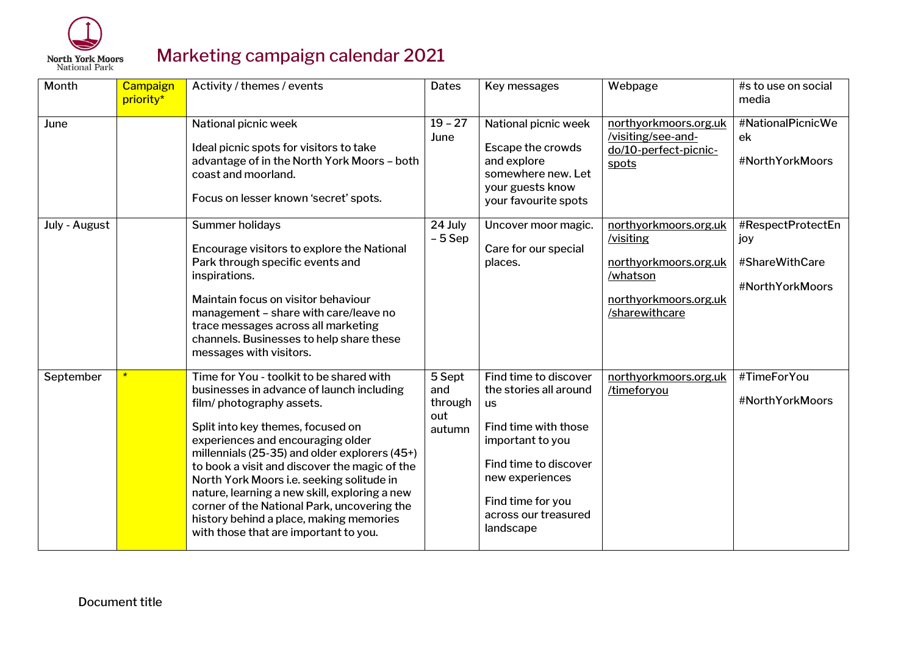North York Moors National Park

# Marketing campaign calendar 2021

| Month | Campaign priority* | Activity / themes / events | Dates | Key messages | Webpage | #s to use on social media |
|---|---|---|---|---|---|---|
| June | | National picnic week<br><br>Ideal picnic spots for visitors to take advantage of in the North York Moors – both coast and moorland.<br><br>Focus on lesser known 'secret' spots. | 19 – 27 June | National picnic week<br><br>Escape the crowds and explore somewhere new. Let your guests know your favourite spots | northyorkmoors.org.uk/visiting/see-and-do/10-perfect-picnic-spots | #NationalPicnicWeek<br><br>#NorthYorkMoors |
| July - August | | Summer holidays<br><br>Encourage visitors to explore the National Park through specific events and inspirations.<br><br>Maintain focus on visitor behaviour management – share with care/leave no trace messages across all marketing channels. Businesses to help share these messages with visitors. | 24 July – 5 Sep | Uncover moor magic.<br><br>Care for our special places. | northyorkmoors.org.uk/visiting<br><br>northyorkmoors.org.uk/whatson<br><br>northyorkmoors.org.uk/sharewithcare | #RespectProtectEnjoy<br><br>#ShareWithCare<br><br>#NorthYorkMoors |
| September | * | Time for You - toolkit to be shared with businesses in advance of launch including film/ photography assets.<br><br>Split into key themes, focused on experiences and encouraging older millennials (25-35) and older explorers (45+) to book a visit and discover the magic of the North York Moors i.e. seeking solitude in nature, learning a new skill, exploring a new corner of the National Park, uncovering the history behind a place, making memories with those that are important to you. | 5 Sept and throughout autumn | Find time to discover the stories all around us<br><br>Find time with those important to you<br><br>Find time to discover new experiences<br><br>Find time for you across our treasured landscape | northyorkmoors.org.uk/timeforyou | #TimeForYou<br><br>#NorthYorkMoors |

Document title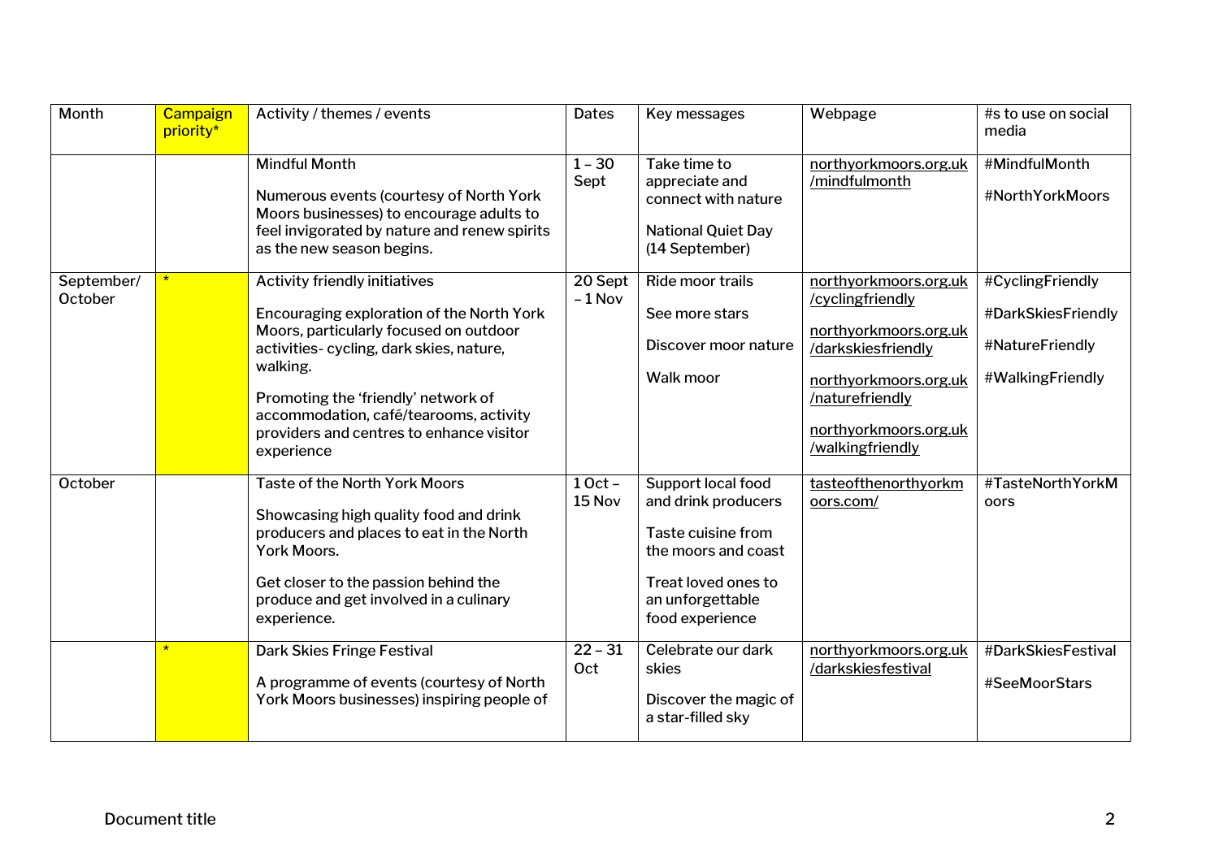| Month | Campaign priority* | Activity / themes / events | Dates | Key messages | Webpage | #s to use on social media |
|---|---|---|---|---|---|---|
| | | Mindful Month<br><br>Numerous events (courtesy of North York Moors businesses) to encourage adults to feel invigorated by nature and renew spirits as the new season begins. | 1 – 30 Sept | Take time to appreciate and connect with nature<br><br>National Quiet Day (14 September) | northyorkmoors.org.uk/mindfulmonth | #MindfulMonth<br><br>#NorthYorkMoors |
| September/ October | * | Activity friendly initiatives<br><br>Encouraging exploration of the North York Moors, particularly focused on outdoor activities- cycling, dark skies, nature, walking.<br><br>Promoting the 'friendly' network of accommodation, café/tearooms, activity providers and centres to enhance visitor experience | 20 Sept – 1 Nov | Ride moor trails<br><br>See more stars<br><br>Discover moor nature<br><br>Walk moor | northyorkmoors.org.uk/cyclingfriendly<br><br>northyorkmoors.org.uk/darkskiesfriendly<br><br>northyorkmoors.org.uk/naturefriendly<br><br>northyorkmoors.org.uk/walkingfriendly | #CyclingFriendly<br><br>#DarkSkiesFriendly<br><br>#NatureFriendly<br><br>#WalkingFriendly |
| October | | Taste of the North York Moors<br><br>Showcasing high quality food and drink producers and places to eat in the North York Moors.<br><br>Get closer to the passion behind the produce and get involved in a culinary experience. | 1 Oct – 15 Nov | Support local food and drink producers<br><br>Taste cuisine from the moors and coast<br><br>Treat loved ones to an unforgettable food experience | tasteofthenorthyorkmoors.com/ | #TasteNorthYorkMoors |
| | * | Dark Skies Fringe Festival<br><br>A programme of events (courtesy of North York Moors businesses) inspiring people of | 22 – 31 Oct | Celebrate our dark skies<br><br>Discover the magic of a star-filled sky | northyorkmoors.org.uk/darkskiesfestival | #DarkSkiesFestival<br><br>#SeeMoorStars |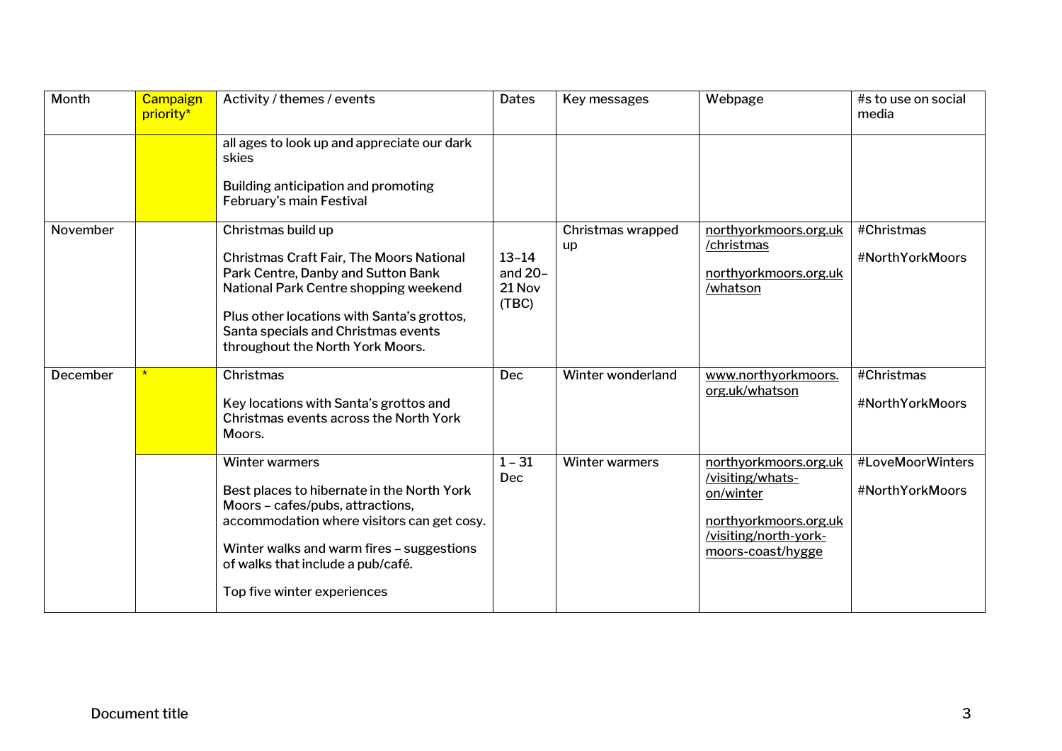| Month | Campaign priority* | Activity / themes / events | Dates | Key messages | Webpage | #s to use on social media |
| --- | --- | --- | --- | --- | --- | --- |
| | | all ages to look up and appreciate our dark skies<br><br>Building anticipation and promoting February's main Festival | | | | |
| November | | Christmas build up<br><br>Christmas Craft Fair, The Moors National Park Centre, Danby and Sutton Bank National Park Centre shopping weekend<br><br>Plus other locations with Santa's grottos, Santa specials and Christmas events throughout the North York Moors. | 13–14 and 20–21 Nov (TBC) | Christmas wrapped up | northyorkmoors.org.uk/christmas<br><br>northyorkmoors.org.uk/whatson | #Christmas<br><br>#NorthYorkMoors |
| December | * | Christmas<br><br>Key locations with Santa's grottos and Christmas events across the North York Moors. | Dec | Winter wonderland | www.northyorkmoors.org.uk/whatson | #Christmas<br><br>#NorthYorkMoors |
| | | Winter warmers<br><br>Best places to hibernate in the North York Moors – cafes/pubs, attractions, accommodation where visitors can get cosy.<br><br>Winter walks and warm fires – suggestions of walks that include a pub/café.<br><br>Top five winter experiences | 1 – 31 Dec | Winter warmers | northyorkmoors.org.uk/visiting/whats-on/winter<br><br>northyorkmoors.org.uk/visiting/north-york-moors-coast/hygge | #LoveMoorWinters<br><br>#NorthYorkMoors |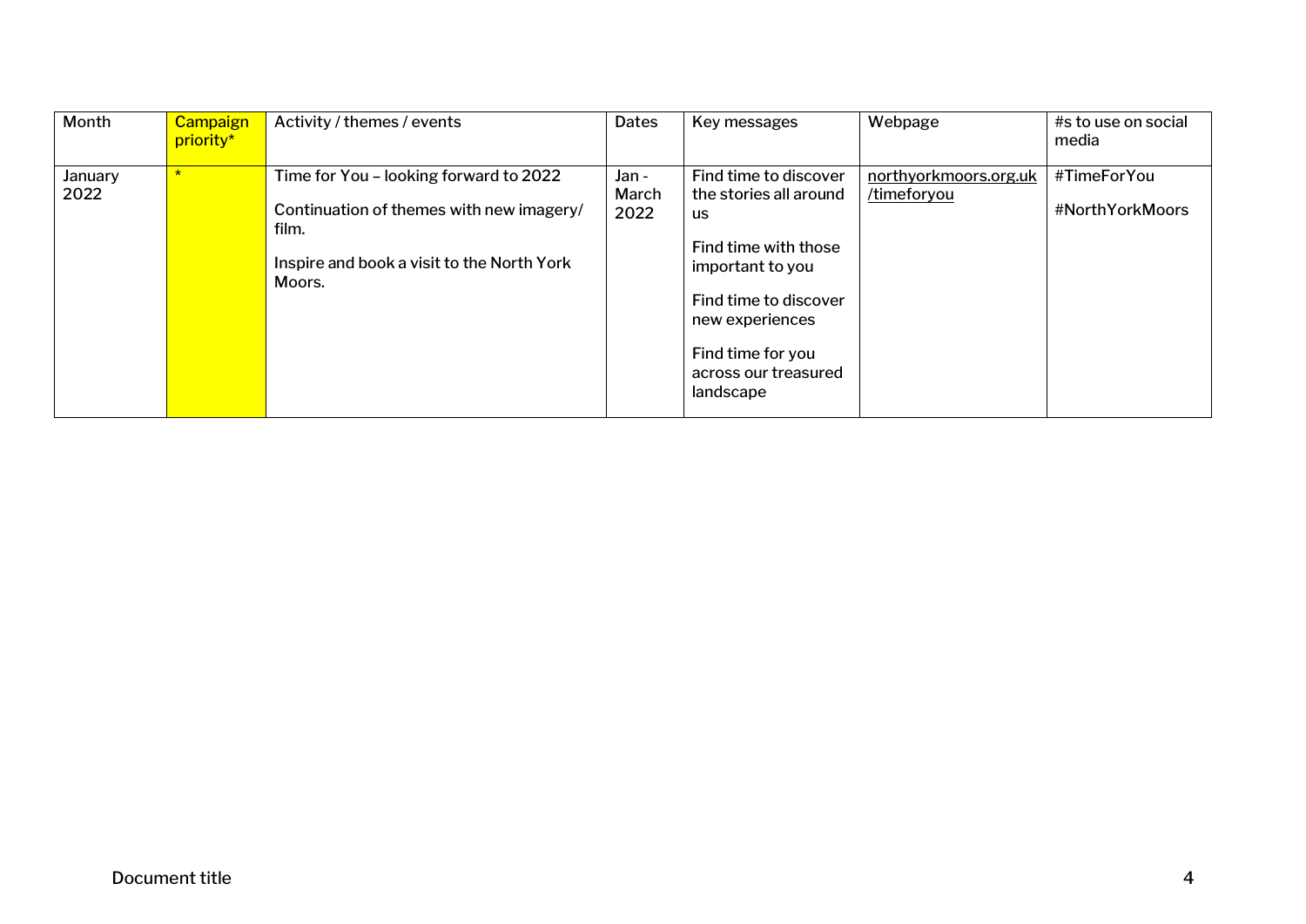| Month | Campaign priority* | Activity / themes / events | Dates | Key messages | Webpage | #s to use on social media |
|---|---|---|---|---|---|---|
| January 2022 | * | Time for You – looking forward to 2022<br><br>Continuation of themes with new imagery/ film.<br><br>Inspire and book a visit to the North York Moors. | Jan - March 2022 | Find time to discover the stories all around us<br><br>Find time with those important to you<br><br>Find time to discover new experiences<br><br>Find time for you across our treasured landscape | northyorkmoors.org.uk/timeforyou | #TimeForYou<br><br>#NorthYorkMoors |